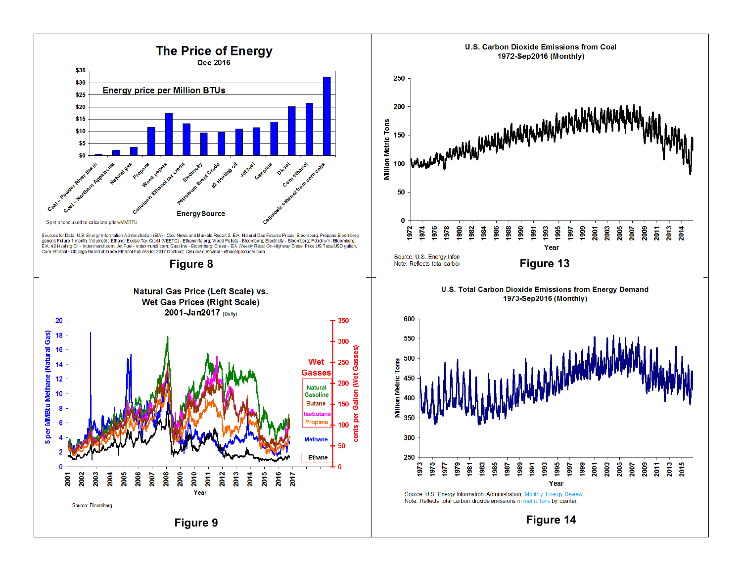## The Price of Energy

Dec 2016

Energy price per Million BTUs

Spot prices used to calculate price/MMBTU

Sources for Data: U.S. Energy Information Administration (EIA) - Coal News and Markets Report 2. EIA, Natural Gas Futures Prices, Bloomberg, Propane Bloomberg generic Future 1 month, Volumetric Ethanol Excise Tax Credit (VEETC) - Ethanolrfa.org; Wood Pellets - Bloomberg; Electricity - Bloomberg; Petrolium - Bloomberg; EIA, #2 Heating Oil - Indexmundi.com; Jet Fuel - Indexmundi.com; Gasoline - Bloomberg; Diesel - EIA Weekly Retail On-Highway Diesel Price US Total/USD gallon; Corn Ethanol - Chicago Board of Trade Ethanol Futures for 2017 Contract; Cellulosic ethanol - ethanolproducer.com

**Figure 8**

## U.S. Carbon Dioxide Emissions from Coal

1972-Sep2016 (Monthly)

Source: U.S. Energy Infor
Note: Reflects total carbor

**Figure 13**

## Natural Gas Price (Left Scale) vs. Wet Gas Prices (Right Scale)

2001-Jan2017 (Daily)

Source: Bloomberg

**Figure 9**

## U.S. Total Carbon Dioxide Emissions from Energy Demand

1973-Sep2016 (Monthly)

Source: U.S. Energy Information Administration, Monthly Energy Review.
Note: Reflects total carbon dioxide emissions in metric tons by quarter.

**Figure 14**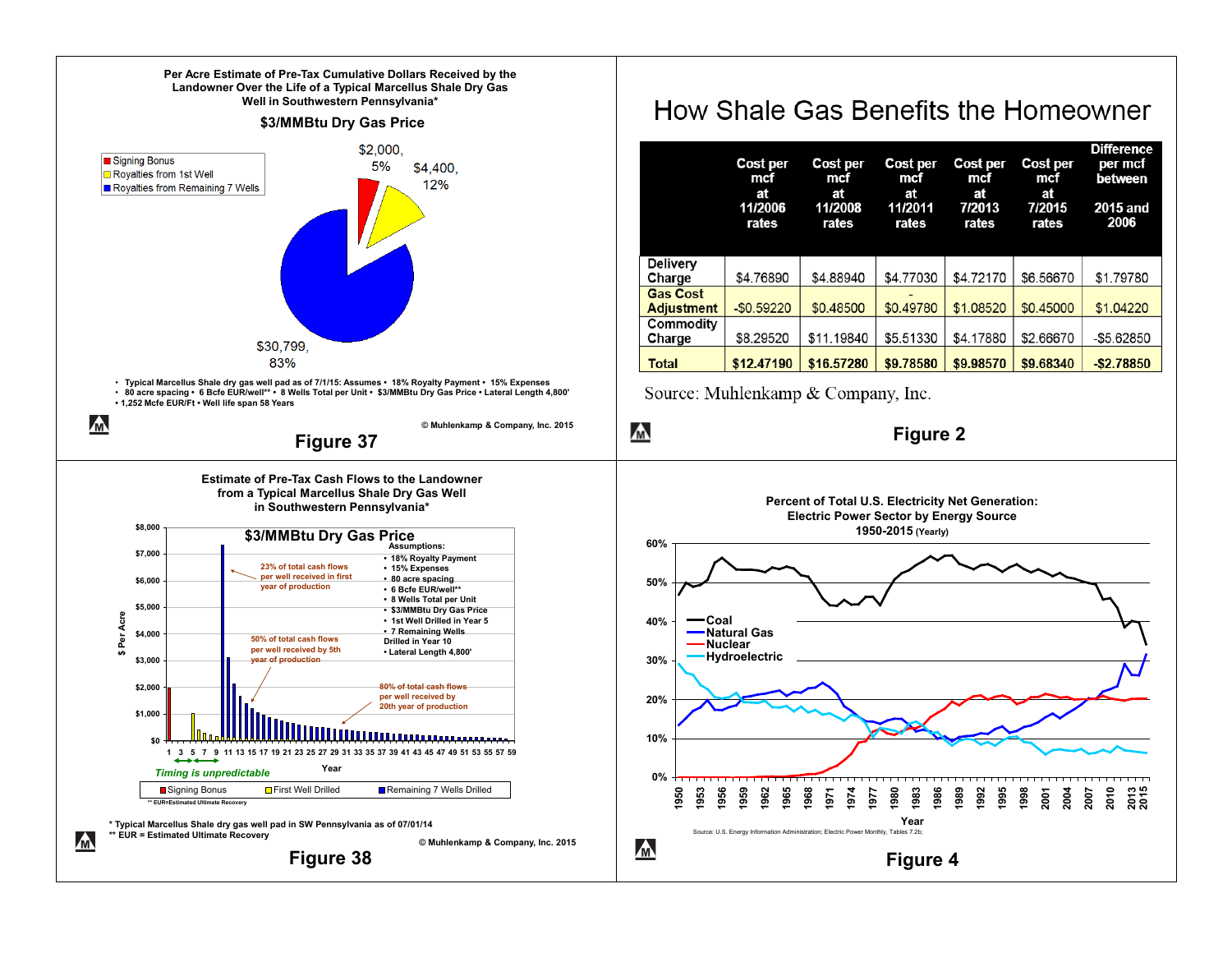### Per Acre Estimate of Pre-Tax Cumulative Dollars Received by the Landowner Over the Life of a Typical Marcellus Shale Dry Gas Well in Southwestern Pennsylvania*

**$3/MMBtu Dry Gas Price**

- Signing Bonus: $2,000, 5%
- Royalties from 1st Well: $4,400, 12%
- Royalties from Remaining 7 Wells: $30,799, 83%

- Typical Marcellus Shale dry gas well pad as of 7/1/15: Assumes • 18% Royalty Payment • 15% Expenses
- 80 acre spacing • 6 Bcfe EUR/well** • 8 Wells Total per Unit • $3/MMBtu Dry Gas Price • Lateral Length 4,800'
- 1,252 Mcfe EUR/Ft • Well life span 58 Years

© Muhlenkamp & Company, Inc. 2015

**Figure 37**

## How Shale Gas Benefits the Homeowner

| | Cost per mcf at 11/2006 rates | Cost per mcf at 11/2008 rates | Cost per mcf at 11/2011 rates | Cost per mcf at 7/2013 rates | Cost per mcf at 7/2015 rates | Difference per mcf between 2015 and 2006 |
|---|---|---|---|---|---|---|
| Delivery Charge | $4.76890 | $4.88940 | $4.77030 | $4.72170 | $6.56670 | $1.79780 |
| Gas Cost Adjustment | -$0.59220 | $0.48500 | -$0.49780 | $1.08520 | $0.45000 | $1.04220 |
| Commodity Charge | $8.29520 | $11.19840 | $5.51330 | $4.17880 | $2.66670 | -$5.62850 |
| **Total** | **$12.47190** | **$16.57280** | **$9.78580** | **$9.98570** | **$9.68340** | **-$2.78850** |

Source: Muhlenkamp & Company, Inc.

**Figure 2**

### Estimate of Pre-Tax Cash Flows to the Landowner from a Typical Marcellus Shale Dry Gas Well in Southwestern Pennsylvania*

**$3/MMBtu Dry Gas Price**

Assumptions:
- 18% Royalty Payment
- 15% Expenses
- 80 acre spacing
- 6 Bcfe EUR/well**
- 8 Wells Total per Unit
- $3/MMBtu Dry Gas Price
- 1st Well Drilled in Year 5
- 7 Remaining Wells Drilled in Year 10
- Lateral Length 4,800'

23% of total cash flows per well received in first year of production

50% of total cash flows per well received by 5th year of production

80% of total cash flows per well received by 20th year of production

*Timing is unpredictable*

Signing Bonus | First Well Drilled | Remaining 7 Wells Drilled

** EUR=Estimated Ultimate Recovery

\* Typical Marcellus Shale dry gas well pad in SW Pennsylvania as of 07/01/14
\** EUR = Estimated Ultimate Recovery

© Muhlenkamp & Company, Inc. 2015

**Figure 38**

### Percent of Total U.S. Electricity Net Generation: Electric Power Sector by Energy Source 1950-2015 (Yearly)

Coal, Natural Gas, Nuclear, Hydroelectric

Source: U.S. Energy Information Administration; Electric Power Monthly, Tables 7.2b;

**Figure 4**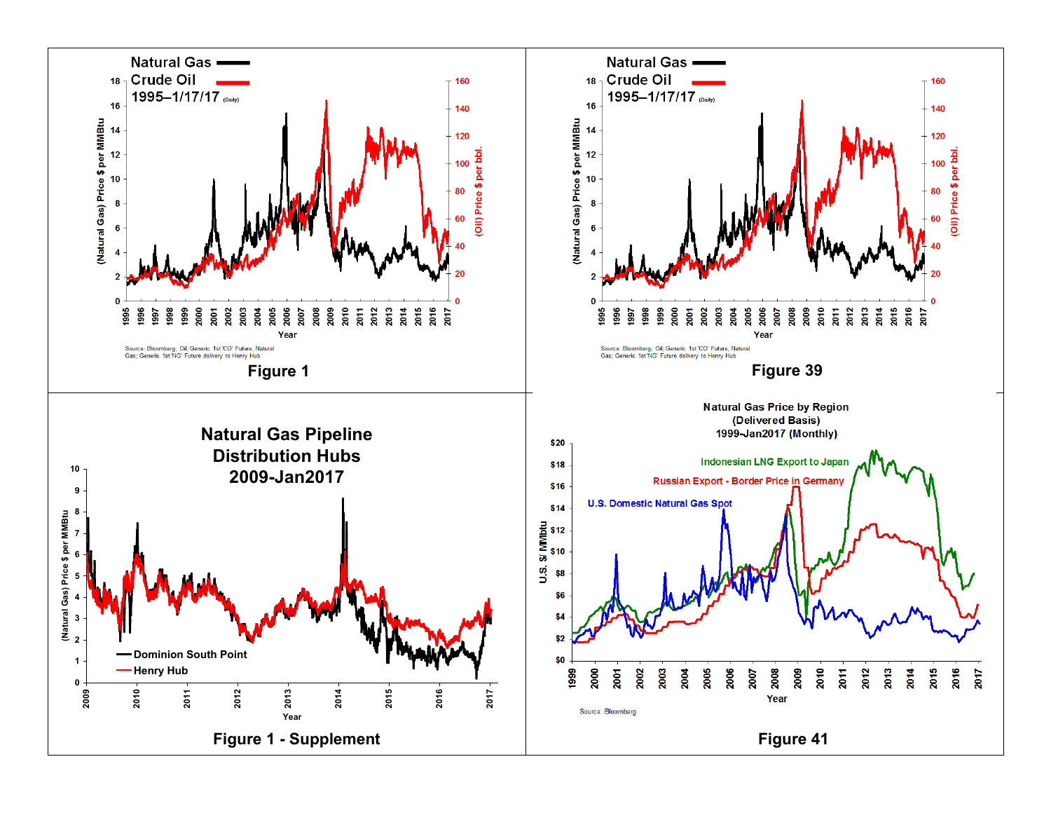Natural Gas
Crude Oil
1995–1/17/17 (Daily)

Source: Bloomberg; Oil; Generic 1st 'CO' Future, Natural Gas; Generic 1st 'NG' Future delivery to Henry Hub

**Figure 1**

Natural Gas
Crude Oil
1995–1/17/17 (Daily)

Source: Bloomberg; Oil; Generic 1st 'CO' Future, Natural Gas; Generic 1st 'NG' Future delivery to Henry Hub

**Figure 39**

## Natural Gas Pipeline Distribution Hubs 2009-Jan2017

Dominion South Point
Henry Hub

**Figure 1 - Supplement**

### Natural Gas Price by Region (Delivered Basis) 1999-Jan2017 (Monthly)

Indonesian LNG Export to Japan
Russian Export - Border Price in Germany
U.S. Domestic Natural Gas Spot

Source: Bloomberg

**Figure 41**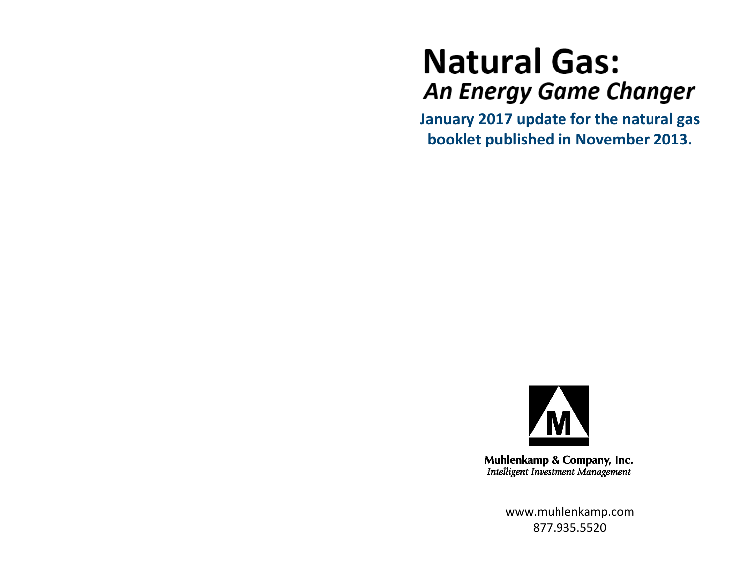# Natural Gas:

## *An Energy Game Changer*

**January 2017 update for the natural gas booklet published in November 2013.**

**Muhlenkamp & Company, Inc.**
*Intelligent Investment Management*

www.muhlenkamp.com
877.935.5520